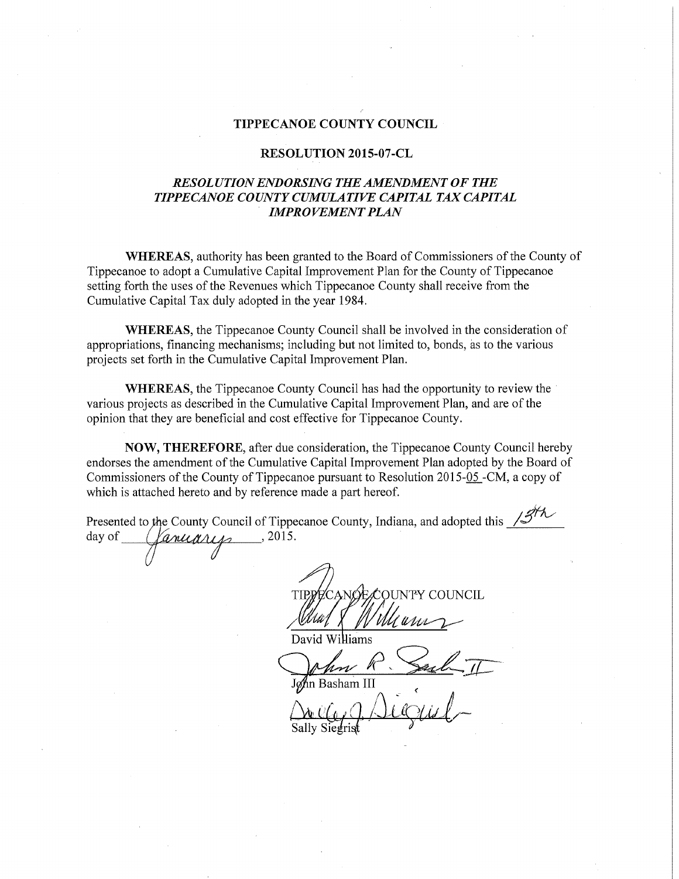# TIPPECANOE COUNTY COUNCIL

## RESOLUTION 2015-07-CL

### *RESOLUTION ENDORSING THE AMENDMENT OF THE TIPPECANOE COUNTY CUMULATIVE CAPITAL TAX CAPITAL IMPROVEMENT PLAN*

**WHEREAS**, authority has been granted to the Board of Commissioners of the County of Tippecanoe to adopt a Cumulative Capital Improvement Plan for the County of Tippecanoe setting forth the uses of the Revenues which Tippecanoe County shall receive from the Cumulative Capital Tax duly adopted in the year 1984.

**WHEREAS**, the Tippecanoe County Council shall be involved in the consideration of appropriations, financing mechanisms; including but not limited to, bonds, as to the various projects set forth in the Cumulative Capital Improvement Plan.

**WHEREAS**, the Tippecanoe County Council has had the opportunity to review the various projects as described in the Cumulative Capital Improvement Plan, and are of the opinion that they are beneficial and cost effective for Tippecanoe County.

**NOW, THEREFORE**, after due consideration, the Tippecanoe County Council hereby endorses the amendment of the Cumulative Capital Improvement Plan adopted by the Board of Commissioners of the County of Tippecanoe pursuant to Resolution 2015-05 -CM, a copy of which is attached hereto and by reference made a part hereof.

Presented to the County Council of Tippecanoe County, Indiana, and adopted this 13th day of January, 2015.

TIPPECANOE COUNTY COUNCIL

David Williams

John Basham III

Sally Siegrist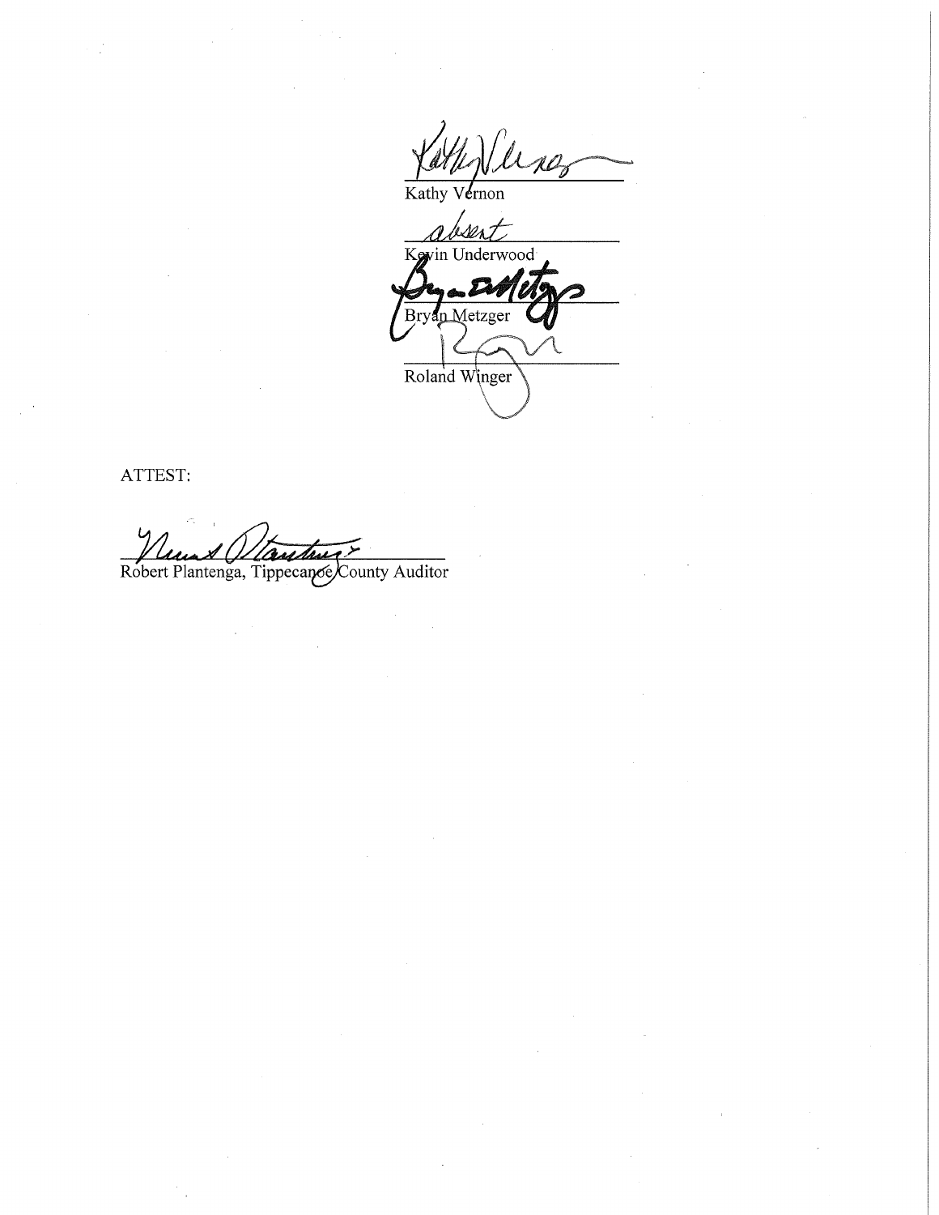Kathy Vernon

absent

Kevin Underwood

Bryan Metzger

Roland Winger

ATTEST:

Robert Plantenga, Tippecanoe County Auditor